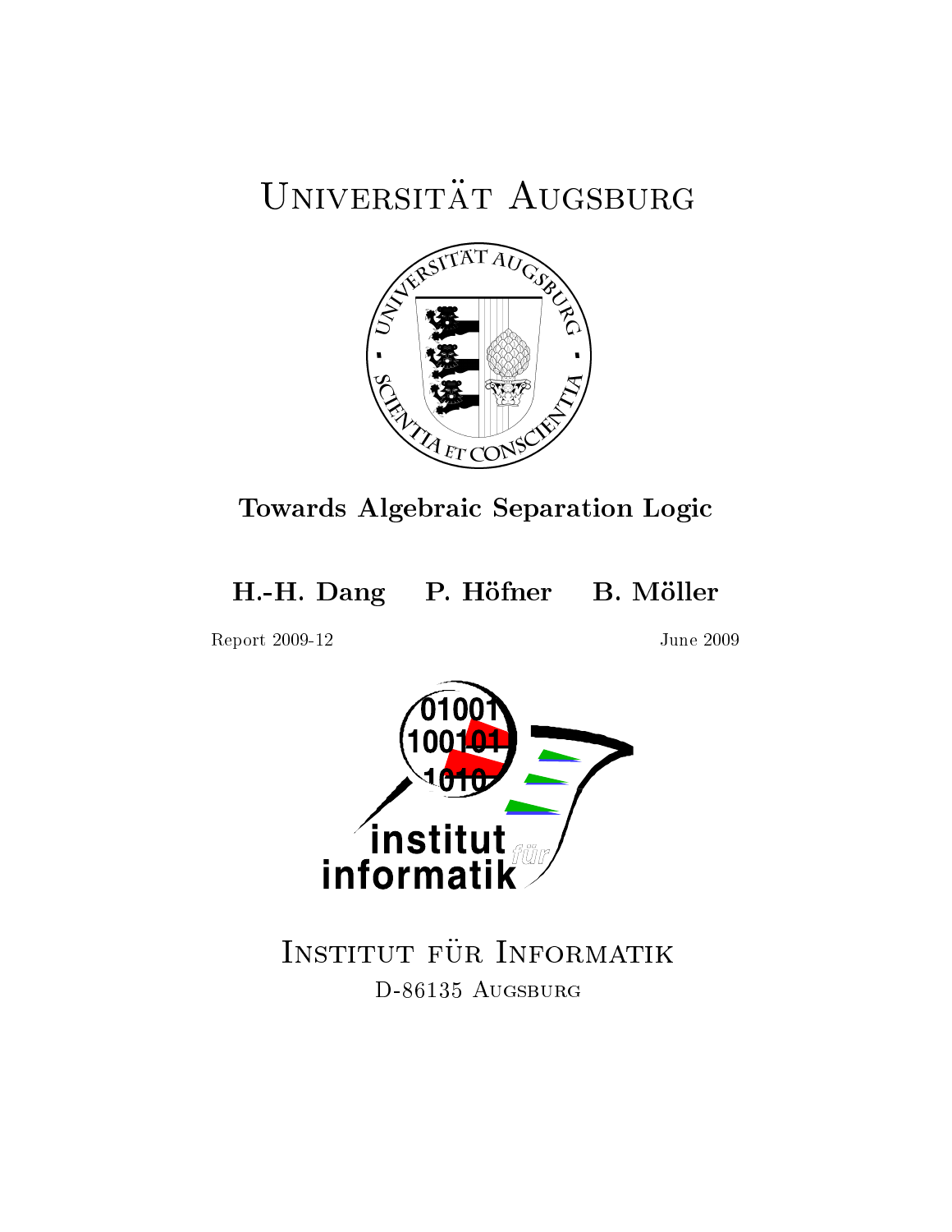# Universität Augsburg

## Towards Algebraic Separation Logic

**H.-H. Dang** **P. Höfner** **B. Möller**

Report 2009-12

June 2009

Institut für Informatik

D-86135 Augsburg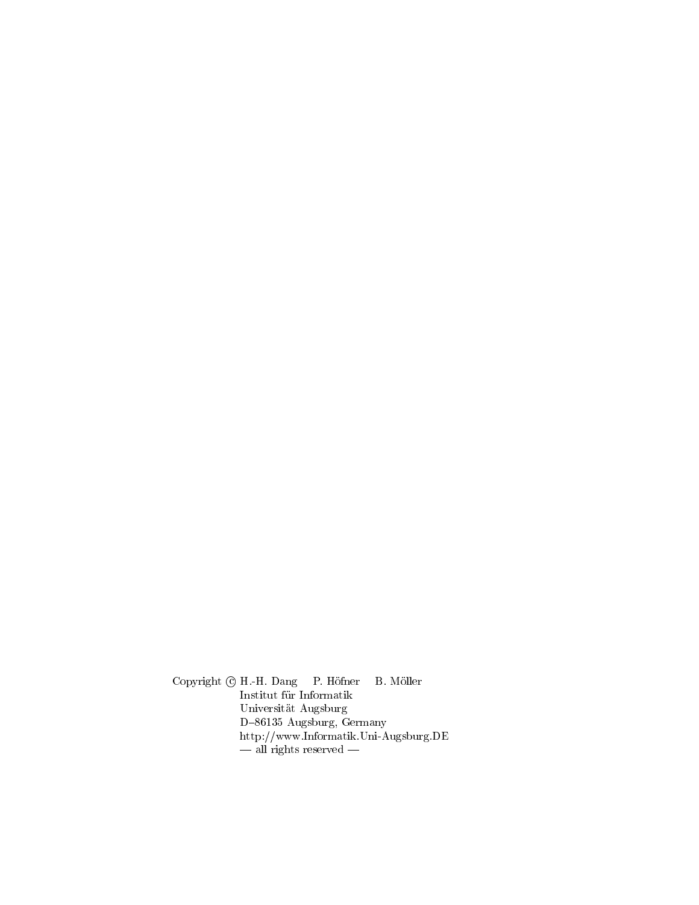Copyright © H.-H. Dang  P. Höfner  B. Möller
Institut für Informatik
Universität Augsburg
D–86135 Augsburg, Germany
http://www.Informatik.Uni-Augsburg.DE
— all rights reserved —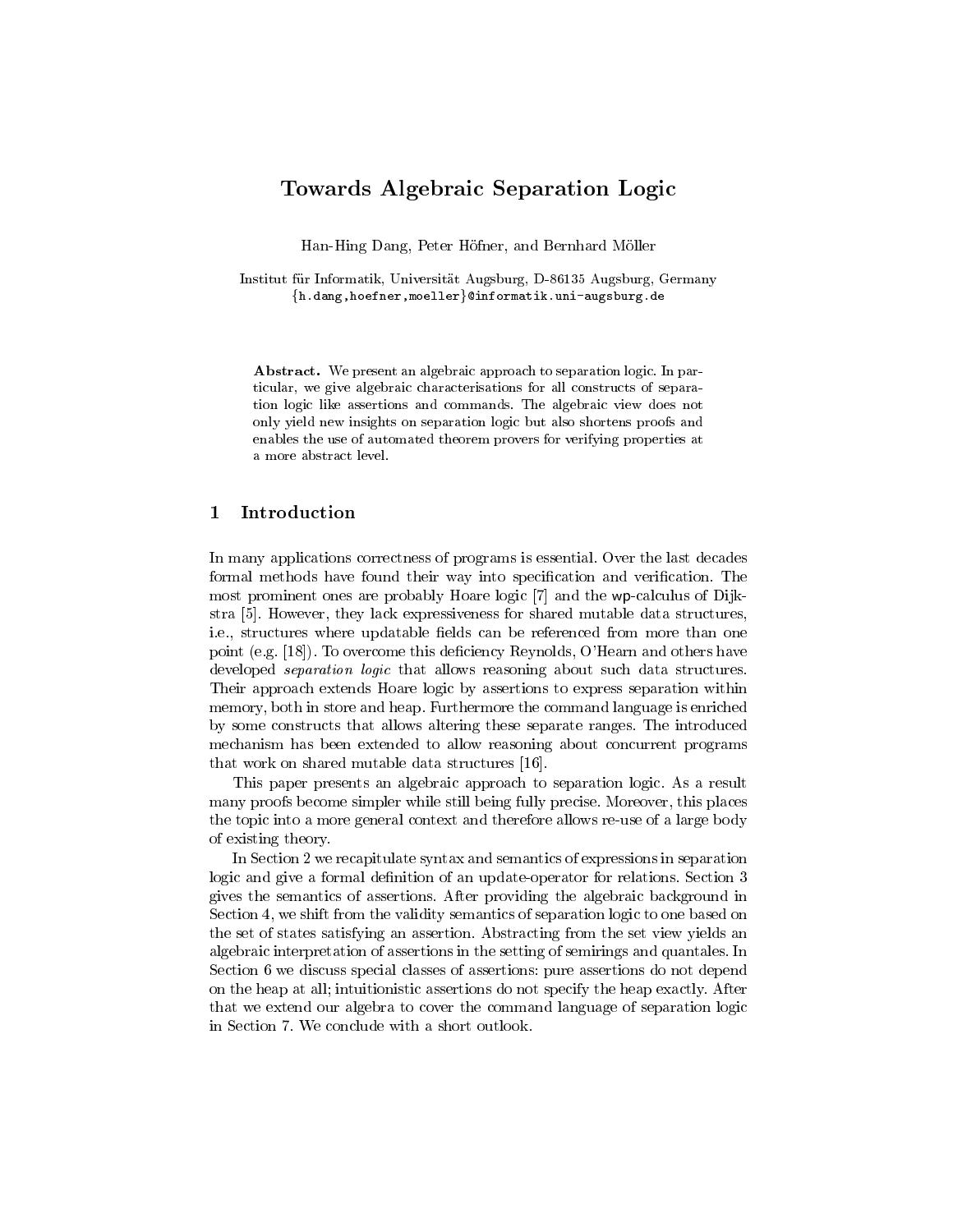# Towards Algebraic Separation Logic

Han-Hing Dang, Peter Höfner, and Bernhard Möller

Institut für Informatik, Universität Augsburg, D-86135 Augsburg, Germany
{h.dang,hoefner,moeller}@informatik.uni-augsburg.de

**Abstract.** We present an algebraic approach to separation logic. In particular, we give algebraic characterisations for all constructs of separation logic like assertions and commands. The algebraic view does not only yield new insights on separation logic but also shortens proofs and enables the use of automated theorem provers for verifying properties at a more abstract level.

## 1 Introduction

In many applications correctness of programs is essential. Over the last decades formal methods have found their way into specification and verification. The most prominent ones are probably Hoare logic [7] and the wp-calculus of Dijkstra [5]. However, they lack expressiveness for shared mutable data structures, i.e., structures where updatable fields can be referenced from more than one point (e.g. [18]). To overcome this deficiency Reynolds, O'Hearn and others have developed *separation logic* that allows reasoning about such data structures. Their approach extends Hoare logic by assertions to express separation within memory, both in store and heap. Furthermore the command language is enriched by some constructs that allows altering these separate ranges. The introduced mechanism has been extended to allow reasoning about concurrent programs that work on shared mutable data structures [16].

This paper presents an algebraic approach to separation logic. As a result many proofs become simpler while still being fully precise. Moreover, this places the topic into a more general context and therefore allows re-use of a large body of existing theory.

In Section 2 we recapitulate syntax and semantics of expressions in separation logic and give a formal definition of an update-operator for relations. Section 3 gives the semantics of assertions. After providing the algebraic background in Section 4, we shift from the validity semantics of separation logic to one based on the set of states satisfying an assertion. Abstracting from the set view yields an algebraic interpretation of assertions in the setting of semirings and quantales. In Section 6 we discuss special classes of assertions: pure assertions do not depend on the heap at all; intuitionistic assertions do not specify the heap exactly. After that we extend our algebra to cover the command language of separation logic in Section 7. We conclude with a short outlook.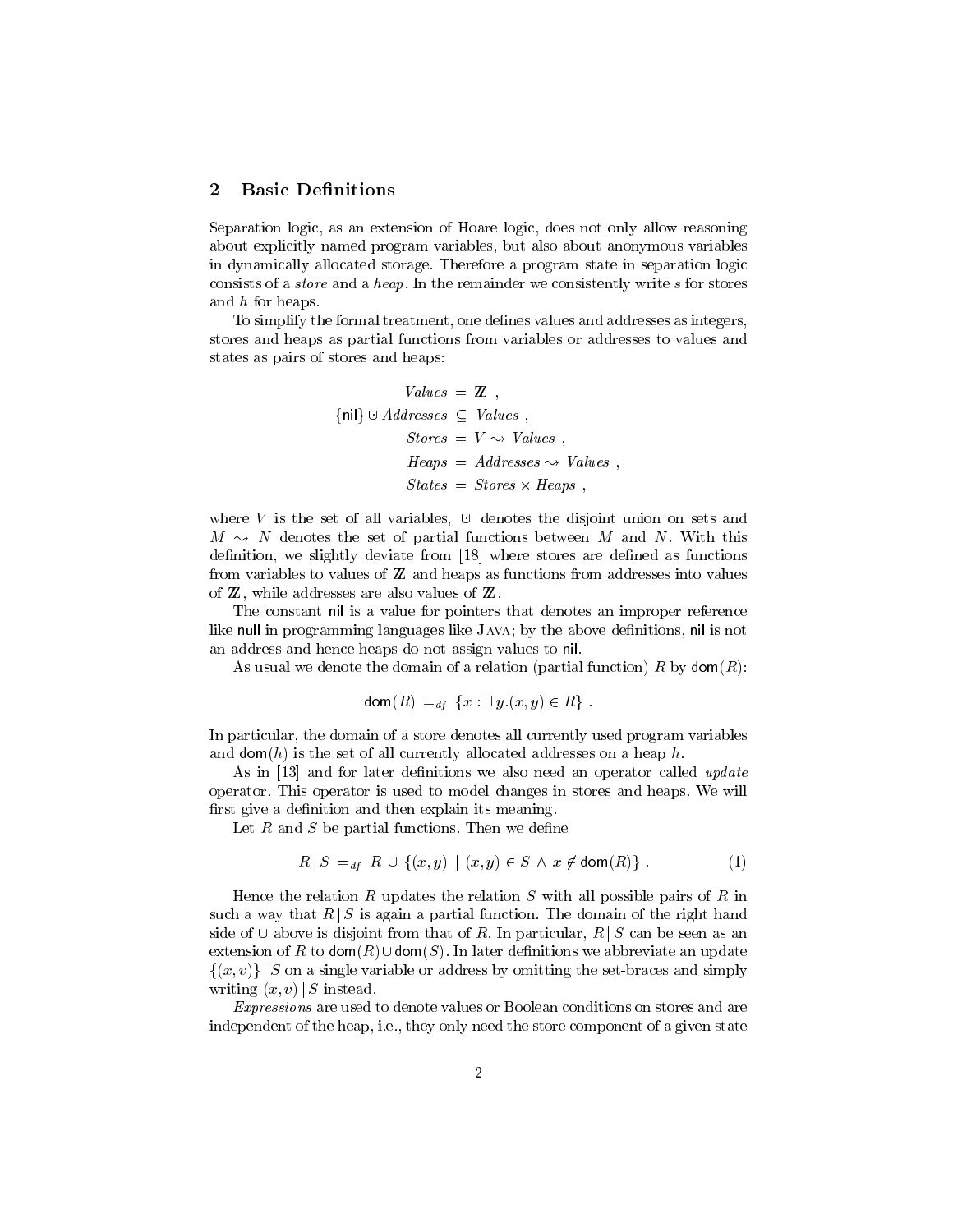## 2 Basic Definitions

Separation logic, as an extension of Hoare logic, does not only allow reasoning about explicitly named program variables, but also about anonymous variables in dynamically allocated storage. Therefore a program state in separation logic consists of a *store* and a *heap*. In the remainder we consistently write $s$ for stores and $h$ for heaps.

To simplify the formal treatment, one defines values and addresses as integers, stores and heaps as partial functions from variables or addresses to values and states as pairs of stores and heaps:

$$
\begin{aligned}
\mathit{Values} &= \mathbb{Z} \ , \\
\{\mathsf{nil}\} \uplus \mathit{Addresses} &\subseteq \mathit{Values} \ , \\
\mathit{Stores} &= V \leadsto \mathit{Values} \ , \\
\mathit{Heaps} &= \mathit{Addresses} \leadsto \mathit{Values} \ , \\
\mathit{States} &= \mathit{Stores} \times \mathit{Heaps} \ ,
\end{aligned}
$$

where $V$ is the set of all variables, $\uplus$ denotes the disjoint union on sets and $M \leadsto N$ denotes the set of partial functions between $M$ and $N$. With this definition, we slightly deviate from [18] where stores are defined as functions from variables to values of $\mathbb{Z}$ and heaps as functions from addresses into values of $\mathbb{Z}$, while addresses are also values of $\mathbb{Z}$.

The constant $\mathsf{nil}$ is a value for pointers that denotes an improper reference like $\mathsf{null}$ in programming languages like JAVA; by the above definitions, $\mathsf{nil}$ is not an address and hence heaps do not assign values to $\mathsf{nil}$.

As usual we denote the domain of a relation (partial function) $R$ by $\mathsf{dom}(R)$:

$$
\mathsf{dom}(R) =_{df} \{x : \exists\, y.(x, y) \in R\} \ .
$$

In particular, the domain of a store denotes all currently used program variables and $\mathsf{dom}(h)$ is the set of all currently allocated addresses on a heap $h$.

As in [13] and for later definitions we also need an operator called *update* operator. This operator is used to model changes in stores and heaps. We will first give a definition and then explain its meaning.

Let $R$ and $S$ be partial functions. Then we define

$$
R \,|\, S =_{df} R \cup \{(x, y) \mid (x, y) \in S \wedge x \notin \mathsf{dom}(R)\} \ . \tag{1}
$$

Hence the relation $R$ updates the relation $S$ with all possible pairs of $R$ in such a way that $R \,|\, S$ is again a partial function. The domain of the right hand side of $\cup$ above is disjoint from that of $R$. In particular, $R \,|\, S$ can be seen as an extension of $R$ to $\mathsf{dom}(R) \cup \mathsf{dom}(S)$. In later definitions we abbreviate an update $\{(x, v)\} \,|\, S$ on a single variable or address by omitting the set-braces and simply writing $(x, v) \,|\, S$ instead.

*Expressions* are used to denote values or Boolean conditions on stores and are independent of the heap, i.e., they only need the store component of a given state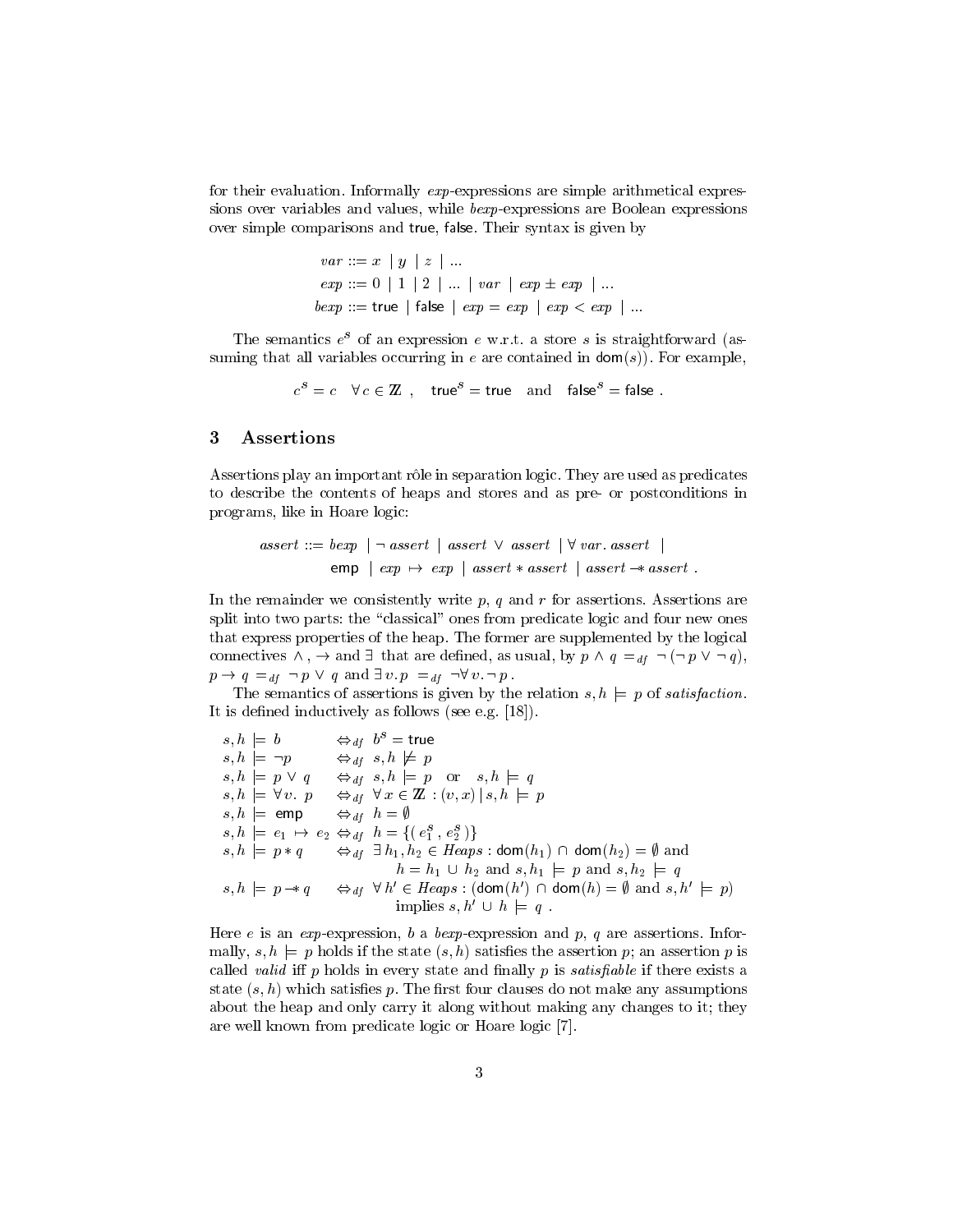for their evaluation. Informally *exp*-expressions are simple arithmetical expressions over variables and values, while *bexp*-expressions are Boolean expressions over simple comparisons and true, false. Their syntax is given by

$$\begin{aligned}
var &::= x \mid y \mid z \mid \ldots \\
exp &::= 0 \mid 1 \mid 2 \mid \ldots \mid var \mid exp \pm exp \mid \ldots \\
bexp &::= \mathsf{true} \mid \mathsf{false} \mid exp = exp \mid exp < exp \mid \ldots
\end{aligned}$$

The semantics $e^s$ of an expression $e$ w.r.t. a store $s$ is straightforward (assuming that all variables occurring in $e$ are contained in $\mathsf{dom}(s)$). For example,

$$c^s = c \quad \forall\, c \in \mathbb{Z} \;, \quad \mathsf{true}^s = \mathsf{true} \quad \text{and} \quad \mathsf{false}^s = \mathsf{false} \;.$$

## 3 Assertions

Assertions play an important rôle in separation logic. They are used as predicates to describe the contents of heaps and stores and as pre- or postconditions in programs, like in Hoare logic:

$$\begin{aligned}
assert ::= \; & bexp \mid \neg\, assert \mid assert \vee assert \mid \forall\, var.\, assert \mid \\
& \mathsf{emp} \mid exp \mapsto exp \mid assert * assert \mid assert \mathrel{-\!\!*} assert \;.
\end{aligned}$$

In the remainder we consistently write $p$, $q$ and $r$ for assertions. Assertions are split into two parts: the "classical" ones from predicate logic and four new ones that express properties of the heap. The former are supplemented by the logical connectives $\wedge$, $\rightarrow$ and $\exists$ that are defined, as usual, by $p \wedge q =_{df} \neg(\neg p \vee \neg q)$, $p \rightarrow q =_{df} \neg p \vee q$ and $\exists\, v.\, p =_{df} \neg \forall\, v.\, \neg p$.

The semantics of assertions is given by the relation $s, h \models p$ of *satisfaction*. It is defined inductively as follows (see e.g. [18]).

$$\begin{aligned}
s,h \models b \quad &\Leftrightarrow_{df} \; b^s = \mathsf{true} \\
s,h \models \neg p \quad &\Leftrightarrow_{df} \; s,h \not\models p \\
s,h \models p \vee q \quad &\Leftrightarrow_{df} \; s,h \models p \quad \text{or} \quad s,h \models q \\
s,h \models \forall v.\ p \quad &\Leftrightarrow_{df} \; \forall\, x \in \mathbb{Z} : (v,x) \,|\, s,h \models p \\
s,h \models \mathsf{emp} \quad &\Leftrightarrow_{df} \; h = \emptyset \\
s,h \models e_1 \mapsto e_2 \quad &\Leftrightarrow_{df} \; h = \{(e_1^s, e_2^s)\} \\
s,h \models p * q \quad &\Leftrightarrow_{df} \; \exists\, h_1, h_2 \in \mathit{Heaps} : \mathsf{dom}(h_1) \cap \mathsf{dom}(h_2) = \emptyset \text{ and} \\
&\qquad\quad h = h_1 \cup h_2 \text{ and } s, h_1 \models p \text{ and } s, h_2 \models q \\
s,h \models p \mathrel{-\!\!*} q \quad &\Leftrightarrow_{df} \; \forall\, h' \in \mathit{Heaps} : (\mathsf{dom}(h') \cap \mathsf{dom}(h) = \emptyset \text{ and } s, h' \models p) \\
&\qquad\quad \text{implies } s, h' \cup h \models q \;.
\end{aligned}$$

Here $e$ is an *exp*-expression, $b$ a *bexp*-expression and $p$, $q$ are assertions. Informally, $s, h \models p$ holds if the state $(s, h)$ satisfies the assertion $p$; an assertion $p$ is called *valid* iff $p$ holds in every state and finally $p$ is *satisfiable* if there exists a state $(s, h)$ which satisfies $p$. The first four clauses do not make any assumptions about the heap and only carry it along without making any changes to it; they are well known from predicate logic or Hoare logic [7].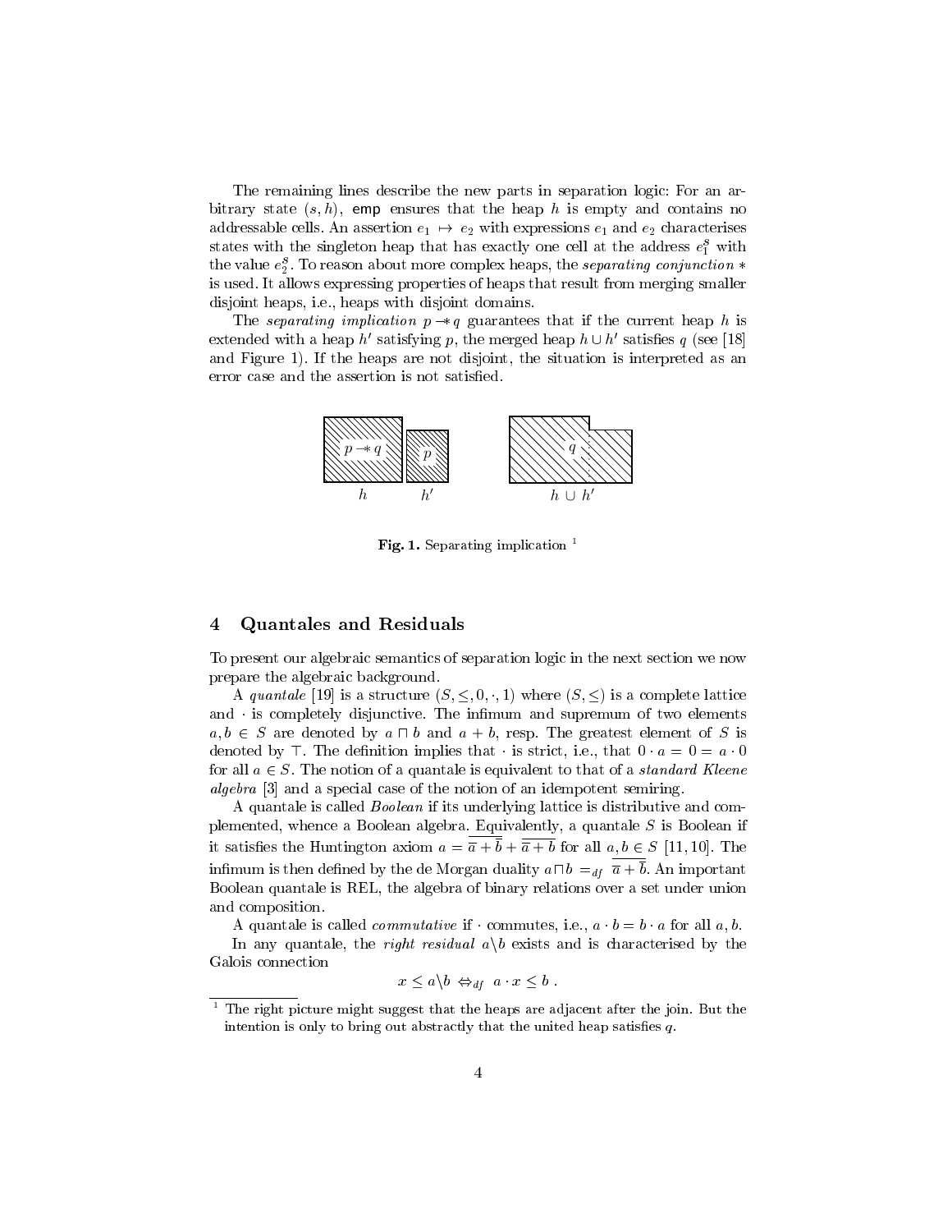The remaining lines describe the new parts in separation logic: For an arbitrary state $(s, h)$, $\mathsf{emp}$ ensures that the heap $h$ is empty and contains no addressable cells. An assertion $e_1 \mapsto e_2$ with expressions $e_1$ and $e_2$ characterises states with the singleton heap that has exactly one cell at the address $e_1^s$ with the value $e_2^s$. To reason about more complex heaps, the *separating conjunction* $*$ is used. It allows expressing properties of heaps that result from merging smaller disjoint heaps, i.e., heaps with disjoint domains.

The *separating implication* $p -\!\!* \, q$ guarantees that if the current heap $h$ is extended with a heap $h'$ satisfying $p$, the merged heap $h \cup h'$ satisfies $q$ (see [18] and Figure 1). If the heaps are not disjoint, the situation is interpreted as an error case and the assertion is not satisfied.

**Fig. 1.** Separating implication [1]

## 4 Quantales and Residuals

To present our algebraic semantics of separation logic in the next section we now prepare the algebraic background.

A *quantale* [19] is a structure $(S, \leq, 0, \cdot, 1)$ where $(S, \leq)$ is a complete lattice and $\cdot$ is completely disjunctive. The infimum and supremum of two elements $a, b \in S$ are denoted by $a \sqcap b$ and $a + b$, resp. The greatest element of $S$ is denoted by $\top$. The definition implies that $\cdot$ is strict, i.e., that $0 \cdot a = 0 = a \cdot 0$ for all $a \in S$. The notion of a quantale is equivalent to that of a *standard Kleene algebra* [3] and a special case of the notion of an idempotent semiring.

A quantale is called *Boolean* if its underlying lattice is distributive and complemented, whence a Boolean algebra. Equivalently, a quantale $S$ is Boolean if it satisfies the Huntington axiom $a = \overline{\overline{a} + \overline{b}} + \overline{\overline{a} + b}$ for all $a, b \in S$ [11, 10]. The infimum is then defined by the de Morgan duality $a \sqcap b =_{df} \overline{\overline{a} + \overline{b}}$. An important Boolean quantale is REL, the algebra of binary relations over a set under union and composition.

A quantale is called *commutative* if $\cdot$ commutes, i.e., $a \cdot b = b \cdot a$ for all $a, b$.

In any quantale, the *right residual* $a \backslash b$ exists and is characterised by the Galois connection

$$x \leq a \backslash b \Leftrightarrow_{df} a \cdot x \leq b \,.$$

[1] The right picture might suggest that the heaps are adjacent after the join. But the intention is only to bring out abstractly that the united heap satisfies $q$.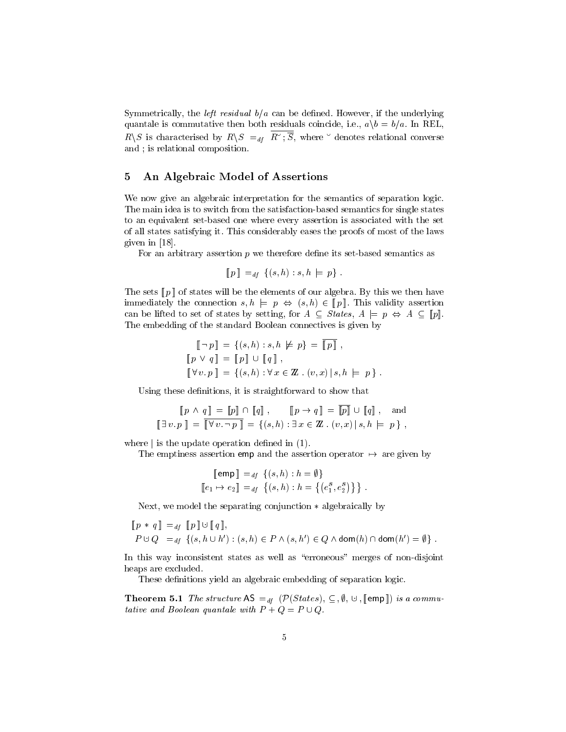Symmetrically, the *left residual* $b/a$ can be defined. However, if the underlying quantale is commutative then both residuals coincide, i.e., $a\backslash b = b/a$. In REL, $R\backslash S$ is characterised by $R\backslash S =_{df} \overline{R^{\smile} ; \overline{S}}$, where $^{\smile}$ denotes relational converse and ; is relational composition.

## 5 An Algebraic Model of Assertions

We now give an algebraic interpretation for the semantics of separation logic. The main idea is to switch from the satisfaction-based semantics for single states to an equivalent set-based one where every assertion is associated with the set of all states satisfying it. This considerably eases the proofs of most of the laws given in [18].

For an arbitrary assertion $p$ we therefore define its set-based semantics as

$$[\![ p ]\!] =_{df} \{(s,h) : s,h \models p\} .$$

The sets $[\![ p ]\!]$ of states will be the elements of our algebra. By this we then have immediately the connection $s,h \models p \Leftrightarrow (s,h) \in [\![ p ]\!]$. This validity assertion can be lifted to set of states by setting, for $A \subseteq States$, $A \models p \Leftrightarrow A \subseteq [\![ p ]\!]$. The embedding of the standard Boolean connectives is given by

$$\begin{aligned} [\![ \neg p ]\!] &= \{(s,h) : s,h \not\models p\} = \overline{[\![ p ]\!]} , \\ [\![ p \vee q ]\!] &= [\![ p ]\!] \cup [\![ q ]\!] , \\ [\![ \forall v.\, p ]\!] &= \{(s,h) : \forall x \in \mathbb{Z} \,.\, (v,x) \,|\, s,h \models p\} . \end{aligned}$$

Using these definitions, it is straightforward to show that

$$\begin{gathered} [\![ p \wedge q ]\!] = [\![ p ]\!] \cap [\![ q ]\!] , \qquad [\![ p \rightarrow q ]\!] = \overline{[\![ p ]\!]} \cup [\![ q ]\!] , \quad \text{and} \\ [\![ \exists v.\, p ]\!] = \overline{[\![ \forall v.\, \neg p ]\!]} = \{(s,h) : \exists x \in \mathbb{Z} \,.\, (v,x) \,|\, s,h \models p\} , \end{gathered}$$

where $|$ is the update operation defined in (1).

The emptiness assertion $\mathsf{emp}$ and the assertion operator $\mapsto$ are given by

$$\begin{aligned} [\![ \mathsf{emp} ]\!] &=_{df} \{(s,h) : h = \emptyset\} \\ [\![ e_1 \mapsto e_2 ]\!] &=_{df} \{(s,h) : h = \{(e_1^s, e_2^s)\}\} . \end{aligned}$$

Next, we model the separating conjunction $*$ algebraically by

$$\begin{aligned} [\![ p * q ]\!] &=_{df} [\![ p ]\!] \cup\!\!\!\!\cdot\;\, [\![ q ]\!], \\ P \cup\!\!\!\!\cdot\;\, Q &=_{df} \{(s, h \cup h') : (s,h) \in P \wedge (s,h') \in Q \wedge \mathsf{dom}(h) \cap \mathsf{dom}(h') = \emptyset\} . \end{aligned}$$

In this way inconsistent states as well as "erroneous" merges of non-disjoint heaps are excluded.

These definitions yield an algebraic embedding of separation logic.

**Theorem 5.1** *The structure* $\mathsf{AS} =_{df} (\mathcal{P}(States), \subseteq, \emptyset, \cup\!\!\!\!\cdot\;\,, [\![ \mathsf{emp} ]\!])$ *is a commutative and Boolean quantale with* $P + Q = P \cup Q$.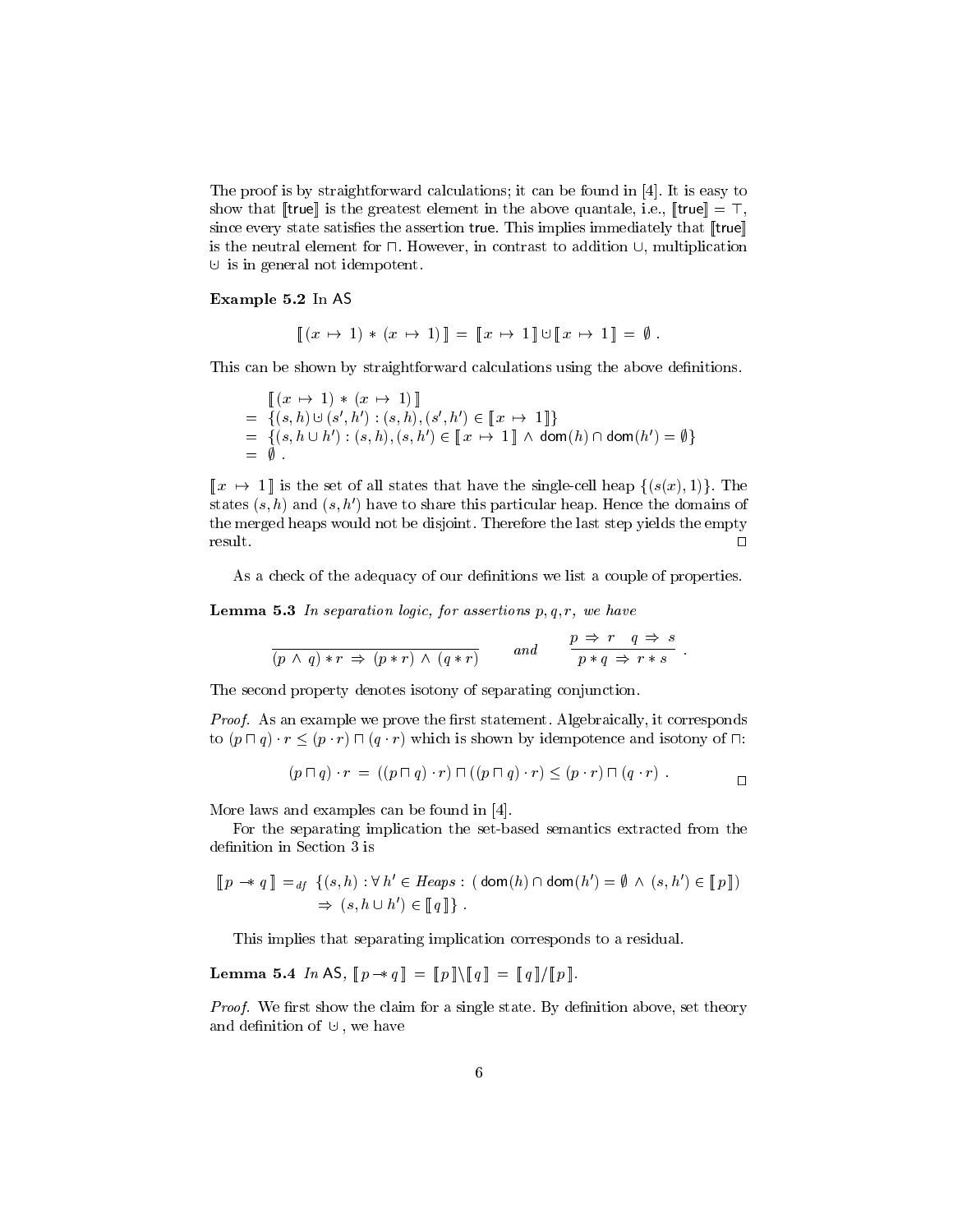The proof is by straightforward calculations; it can be found in [4]. It is easy to show that $[\![\mathsf{true}]\!]$ is the greatest element in the above quantale, i.e., $[\![\mathsf{true}]\!] = \top$, since every state satisfies the assertion true. This implies immediately that $[\![\mathsf{true}]\!]$ is the neutral element for $\sqcap$. However, in contrast to addition $\cup$, multiplication $\uplus$ is in general not idempotent.

**Example 5.2** In AS

$$[\![\,(x \mapsto 1) * (x \mapsto 1)\,]\!] = [\![\,x \mapsto 1\,]\!] \uplus [\![\,x \mapsto 1\,]\!] = \emptyset\ .$$

This can be shown by straightforward calculations using the above definitions.

$$\begin{aligned}
& [\![\,(x \mapsto 1) * (x \mapsto 1)\,]\!] \\
=\ & \{(s,h) \uplus (s',h') : (s,h), (s',h') \in [\![\,x \mapsto 1\,]\!]\} \\
=\ & \{(s, h \cup h') : (s,h), (s,h') \in [\![\,x \mapsto 1\,]\!] \wedge \mathsf{dom}(h) \cap \mathsf{dom}(h') = \emptyset\} \\
=\ & \emptyset\ .
\end{aligned}$$

$[\![\,x \mapsto 1\,]\!]$ is the set of all states that have the single-cell heap $\{(s(x), 1)\}$. The states $(s,h)$ and $(s,h')$ have to share this particular heap. Hence the domains of the merged heaps would not be disjoint. Therefore the last step yields the empty result. □

As a check of the adequacy of our definitions we list a couple of properties.

**Lemma 5.3** *In separation logic, for assertions $p, q, r$, we have*

$$\frac{}{(p \wedge q) * r \Rightarrow (p * r) \wedge (q * r)} \qquad \textit{and} \qquad \frac{p \Rightarrow r \quad q \Rightarrow s}{p * q \Rightarrow r * s}\ .$$

The second property denotes isotony of separating conjunction.

*Proof.* As an example we prove the first statement. Algebraically, it corresponds to $(p \sqcap q) \cdot r \leq (p \cdot r) \sqcap (q \cdot r)$ which is shown by idempotence and isotony of $\sqcap$:

$$(p \sqcap q) \cdot r = ((p \sqcap q) \cdot r) \sqcap ((p \sqcap q) \cdot r) \leq (p \cdot r) \sqcap (q \cdot r)\ .$$

□

More laws and examples can be found in [4].

For the separating implication the set-based semantics extracted from the definition in Section 3 is

$$\begin{aligned}
[\![\,p \mathrel{-\!\!*} q\,]\!] =_{df} \{(s,h) : \forall\, h' \in \mathit{Heaps} : (\,& \mathsf{dom}(h) \cap \mathsf{dom}(h') = \emptyset \wedge (s,h') \in [\![\,p\,]\!]) \\
& \Rightarrow (s, h \cup h') \in [\![\,q\,]\!]\}\ .
\end{aligned}$$

This implies that separating implication corresponds to a residual.

**Lemma 5.4** *In* AS, $[\![\,p \mathrel{-\!\!*} q\,]\!] = [\![\,p\,]\!] \backslash [\![\,q\,]\!] = [\![\,q\,]\!] / [\![\,p\,]\!]$.

*Proof.* We first show the claim for a single state. By definition above, set theory and definition of $\uplus$, we have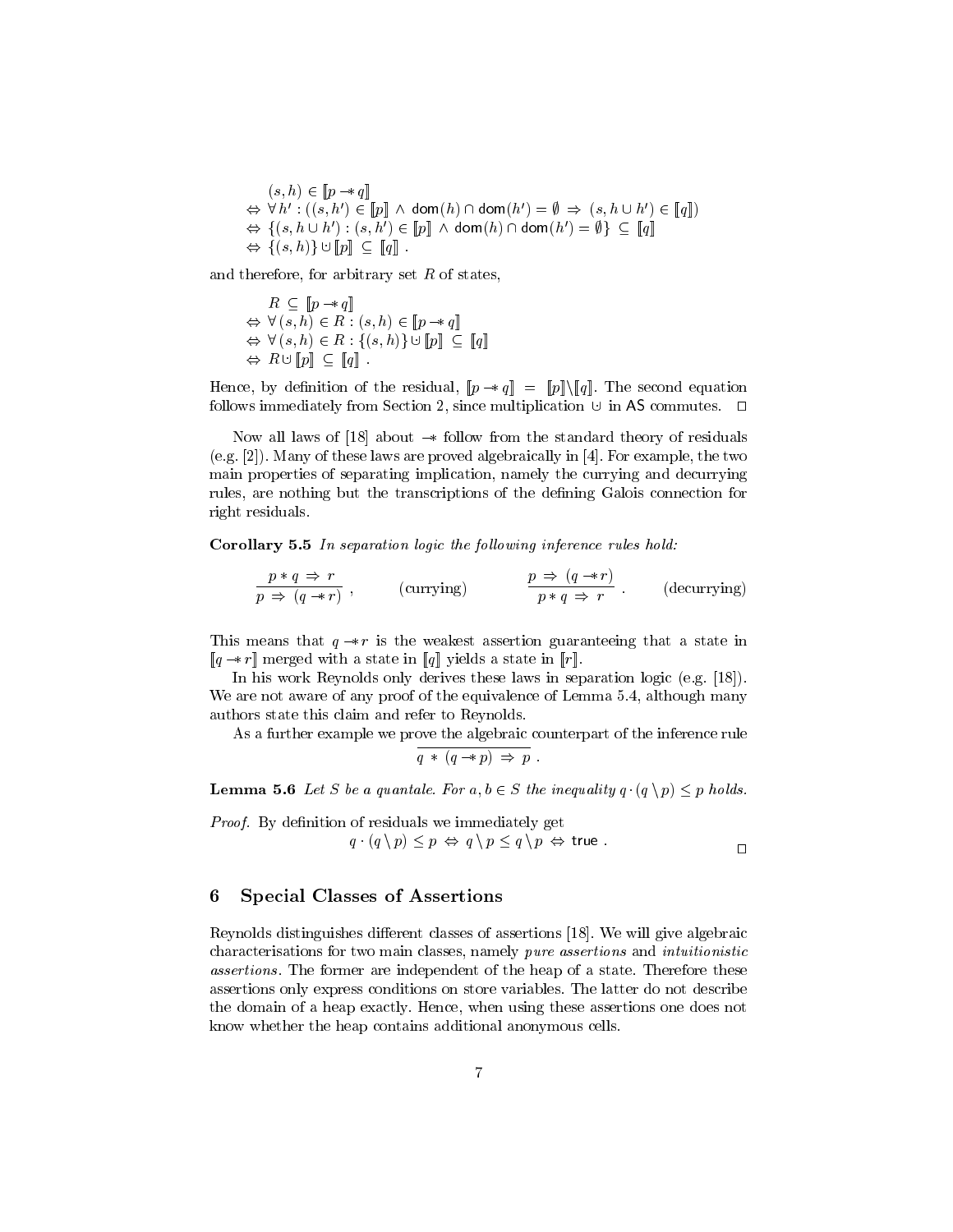$$
\begin{aligned}
& (s,h) \in [\![p \mathrel{-\!\!*} q]\!] \\
\Leftrightarrow\ & \forall\, h' : ((s,h') \in [\![p]\!] \ \wedge\ \mathsf{dom}(h) \cap \mathsf{dom}(h') = \emptyset \ \Rightarrow\ (s, h \cup h') \in [\![q]\!]) \\
\Leftrightarrow\ & \{(s, h \cup h') : (s,h') \in [\![p]\!] \ \wedge\ \mathsf{dom}(h) \cap \mathsf{dom}(h') = \emptyset\} \ \subseteq\ [\![q]\!] \\
\Leftrightarrow\ & \{(s,h)\} \cup [\![p]\!] \ \subseteq\ [\![q]\!] \ .
\end{aligned}
$$

and therefore, for arbitrary set $R$ of states,

$$
\begin{aligned}
& R \ \subseteq\ [\![p \mathrel{-\!\!*} q]\!] \\
\Leftrightarrow\ & \forall\, (s,h) \in R : (s,h) \in [\![p \mathrel{-\!\!*} q]\!] \\
\Leftrightarrow\ & \forall\, (s,h) \in R : \{(s,h)\} \cup [\![p]\!] \ \subseteq\ [\![q]\!] \\
\Leftrightarrow\ & R \cup [\![p]\!] \ \subseteq\ [\![q]\!] \ .
\end{aligned}
$$

Hence, by definition of the residual, $[\![p \mathrel{-\!\!*} q]\!] \ = \ [\![p]\!] \backslash [\![q]\!]$. The second equation follows immediately from Section 2, since multiplication $\cup$ in $\mathsf{AS}$ commutes. $\square$

Now all laws of [18] about $\mathrel{-\!\!*}$ follow from the standard theory of residuals (e.g. [2]). Many of these laws are proved algebraically in [4]. For example, the two main properties of separating implication, namely the currying and decurrying rules, are nothing but the transcriptions of the defining Galois connection for right residuals.

**Corollary 5.5** *In separation logic the following inference rules hold:*

$$
\frac{p * q \ \Rightarrow\ r}{p \ \Rightarrow\ (q \mathrel{-\!\!*} r)}\ , \qquad \text{(currying)} \qquad\qquad \frac{p \ \Rightarrow\ (q \mathrel{-\!\!*} r)}{p * q \ \Rightarrow\ r}\ . \qquad \text{(decurrying)}
$$

This means that $q \mathrel{-\!\!*} r$ is the weakest assertion guaranteeing that a state in $[\![q \mathrel{-\!\!*} r]\!]$ merged with a state in $[\![q]\!]$ yields a state in $[\![r]\!]$.

In his work Reynolds only derives these laws in separation logic (e.g. [18]). We are not aware of any proof of the equivalence of Lemma 5.4, although many authors state this claim and refer to Reynolds.

As a further example we prove the algebraic counterpart of the inference rule

$$
\overline{q \ * \ (q \mathrel{-\!\!*} p) \ \Rightarrow\ p}\ .
$$

**Lemma 5.6** *Let $S$ be a quantale. For $a, b \in S$ the inequality $q \cdot (q \backslash p) \leq p$ holds.*

*Proof.* By definition of residuals we immediately get

$$
q \cdot (q \backslash p) \leq p \ \Leftrightarrow\ q \backslash p \leq q \backslash p \ \Leftrightarrow\ \mathsf{true}\ .
$$

$\square$

## 6 Special Classes of Assertions

Reynolds distinguishes different classes of assertions [18]. We will give algebraic characterisations for two main classes, namely *pure assertions* and *intuitionistic assertions*. The former are independent of the heap of a state. Therefore these assertions only express conditions on store variables. The latter do not describe the domain of a heap exactly. Hence, when using these assertions one does not know whether the heap contains additional anonymous cells.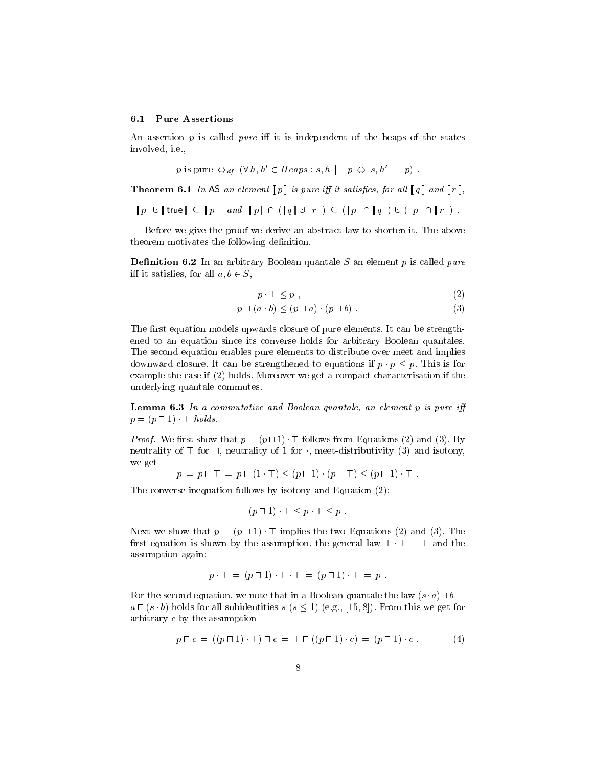### 6.1 Pure Assertions

An assertion $p$ is called *pure* iff it is independent of the heaps of the states involved, i.e.,

$$p \text{ is pure } \Leftrightarrow_{df} \ (\forall\, h, h' \in Heaps : s, h \models p \Leftrightarrow s, h' \models p) \ .$$

**Theorem 6.1** *In* AS *an element* $[\![\, p \,]\!]$ *is pure iff it satisfies, for all* $[\![\, q \,]\!]$ *and* $[\![\, r \,]\!]$,

$$[\![\, p \,]\!] \cup [\![\, \mathsf{true} \,]\!] \subseteq [\![\, p \,]\!] \quad \textit{and} \quad [\![\, p \,]\!] \cap ([\![\, q \,]\!] \cup [\![\, r \,]\!]) \subseteq ([\![\, p \,]\!] \cap [\![\, q \,]\!]) \cup ([\![\, p \,]\!] \cap [\![\, r \,]\!]) \ .$$

Before we give the proof we derive an abstract law to shorten it. The above theorem motivates the following definition.

**Definition 6.2** In an arbitrary Boolean quantale $S$ an element $p$ is called *pure* iff it satisfies, for all $a, b \in S$,

$$p \cdot \top \leq p \ , \tag{2}$$

$$p \sqcap (a \cdot b) \leq (p \sqcap a) \cdot (p \sqcap b) \ . \tag{3}$$

The first equation models upwards closure of pure elements. It can be strengthened to an equation since its converse holds for arbitrary Boolean quantales. The second equation enables pure elements to distribute over meet and implies downward closure. It can be strengthened to equations if $p \cdot p \leq p$. This is for example the case if (2) holds. Moreover we get a compact characterisation if the underlying quantale commutes.

**Lemma 6.3** *In a commutative and Boolean quantale, an element* $p$ *is pure iff* $p = (p \sqcap 1) \cdot \top$ *holds.*

*Proof.* We first show that $p = (p \sqcap 1) \cdot \top$ follows from Equations (2) and (3). By neutrality of $\top$ for $\sqcap$, neutrality of 1 for $\cdot$, meet-distributivity (3) and isotony, we get

$$p \ = \ p \sqcap \top \ = \ p \sqcap (1 \cdot \top) \leq (p \sqcap 1) \cdot (p \sqcap \top) \leq (p \sqcap 1) \cdot \top \ .$$

The converse inequation follows by isotony and Equation (2):

$$(p \sqcap 1) \cdot \top \leq p \cdot \top \leq p \ .$$

Next we show that $p = (p \sqcap 1) \cdot \top$ implies the two Equations (2) and (3). The first equation is shown by the assumption, the general law $\top \cdot \top = \top$ and the assumption again:

$$p \cdot \top \ = \ (p \sqcap 1) \cdot \top \cdot \top \ = \ (p \sqcap 1) \cdot \top \ = \ p \ .$$

For the second equation, we note that in a Boolean quantale the law $(s \cdot a) \sqcap b = a \sqcap (s \cdot b)$ holds for all subidentities $s$ ($s \leq 1$) (e.g., [15, 8]). From this we get for arbitrary $c$ by the assumption

$$p \sqcap c \ = \ ((p \sqcap 1) \cdot \top) \sqcap c \ = \ \top \sqcap ((p \sqcap 1) \cdot c) \ = \ (p \sqcap 1) \cdot c \ . \tag{4}$$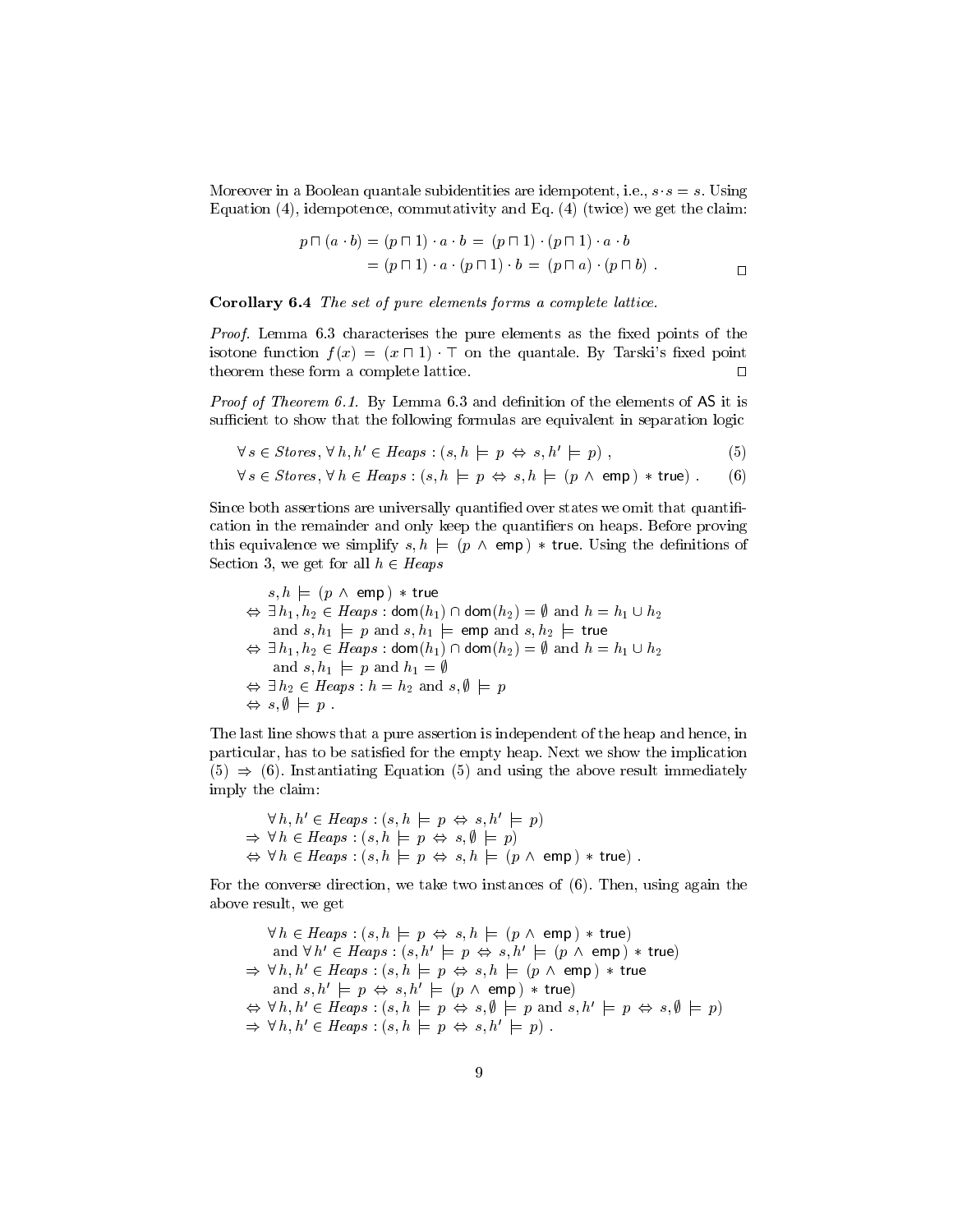Moreover in a Boolean quantale subidentities are idempotent, i.e., $s \cdot s = s$. Using Equation (4), idempotence, commutativity and Eq. (4) (twice) we get the claim:

$$
\begin{aligned}
p \sqcap (a \cdot b) &= (p \sqcap 1) \cdot a \cdot b \;=\; (p \sqcap 1) \cdot (p \sqcap 1) \cdot a \cdot b \\
&= (p \sqcap 1) \cdot a \cdot (p \sqcap 1) \cdot b \;=\; (p \sqcap a) \cdot (p \sqcap b) \; .
\end{aligned}
$$

□

**Corollary 6.4** *The set of pure elements forms a complete lattice.*

*Proof.* Lemma 6.3 characterises the pure elements as the fixed points of the isotone function $f(x) = (x \sqcap 1) \cdot \top$ on the quantale. By Tarski's fixed point theorem these form a complete lattice. □

*Proof of Theorem 6.1.* By Lemma 6.3 and definition of the elements of $\mathsf{AS}$ it is sufficient to show that the following formulas are equivalent in separation logic

$$
\forall\, s \in \mathit{Stores}, \forall\, h, h' \in \mathit{Heaps} : (s, h \models p \;\Leftrightarrow\; s, h' \models p) \; , \tag{5}
$$

$$
\forall\, s \in \mathit{Stores}, \forall\, h \in \mathit{Heaps} : (s, h \models p \;\Leftrightarrow\; s, h \models (p \wedge \mathsf{emp}) * \mathsf{true}) \; . \tag{6}
$$

Since both assertions are universally quantified over states we omit that quantification in the remainder and only keep the quantifiers on heaps. Before proving this equivalence we simplify $s, h \models (p \wedge \mathsf{emp}) * \mathsf{true}$. Using the definitions of Section 3, we get for all $h \in \mathit{Heaps}$

$$
\begin{aligned}
& s, h \models (p \wedge \mathsf{emp}) * \mathsf{true} \\
\Leftrightarrow\;& \exists\, h_1, h_2 \in \mathit{Heaps} : \mathsf{dom}(h_1) \cap \mathsf{dom}(h_2) = \emptyset \text{ and } h = h_1 \cup h_2 \\
& \quad \text{and } s, h_1 \models p \text{ and } s, h_1 \models \mathsf{emp} \text{ and } s, h_2 \models \mathsf{true} \\
\Leftrightarrow\;& \exists\, h_1, h_2 \in \mathit{Heaps} : \mathsf{dom}(h_1) \cap \mathsf{dom}(h_2) = \emptyset \text{ and } h = h_1 \cup h_2 \\
& \quad \text{and } s, h_1 \models p \text{ and } h_1 = \emptyset \\
\Leftrightarrow\;& \exists\, h_2 \in \mathit{Heaps} : h = h_2 \text{ and } s, \emptyset \models p \\
\Leftrightarrow\;& s, \emptyset \models p \; .
\end{aligned}
$$

The last line shows that a pure assertion is independent of the heap and hence, in particular, has to be satisfied for the empty heap. Next we show the implication (5) $\Rightarrow$ (6). Instantiating Equation (5) and using the above result immediately imply the claim:

$$
\begin{aligned}
& \forall\, h, h' \in \mathit{Heaps} : (s, h \models p \;\Leftrightarrow\; s, h' \models p) \\
\Rightarrow\;& \forall\, h \in \mathit{Heaps} : (s, h \models p \;\Leftrightarrow\; s, \emptyset \models p) \\
\Leftrightarrow\;& \forall\, h \in \mathit{Heaps} : (s, h \models p \;\Leftrightarrow\; s, h \models (p \wedge \mathsf{emp}) * \mathsf{true}) \; .
\end{aligned}
$$

For the converse direction, we take two instances of (6). Then, using again the above result, we get

$$
\begin{aligned}
& \forall\, h \in \mathit{Heaps} : (s, h \models p \;\Leftrightarrow\; s, h \models (p \wedge \mathsf{emp}) * \mathsf{true}) \\
& \quad \text{and } \forall\, h' \in \mathit{Heaps} : (s, h' \models p \;\Leftrightarrow\; s, h' \models (p \wedge \mathsf{emp}) * \mathsf{true}) \\
\Rightarrow\;& \forall\, h, h' \in \mathit{Heaps} : (s, h \models p \;\Leftrightarrow\; s, h \models (p \wedge \mathsf{emp}) * \mathsf{true} \\
& \quad \text{and } s, h' \models p \;\Leftrightarrow\; s, h' \models (p \wedge \mathsf{emp}) * \mathsf{true}) \\
\Leftrightarrow\;& \forall\, h, h' \in \mathit{Heaps} : (s, h \models p \;\Leftrightarrow\; s, \emptyset \models p \text{ and } s, h' \models p \;\Leftrightarrow\; s, \emptyset \models p) \\
\Rightarrow\;& \forall\, h, h' \in \mathit{Heaps} : (s, h \models p \;\Leftrightarrow\; s, h' \models p) \; .
\end{aligned}
$$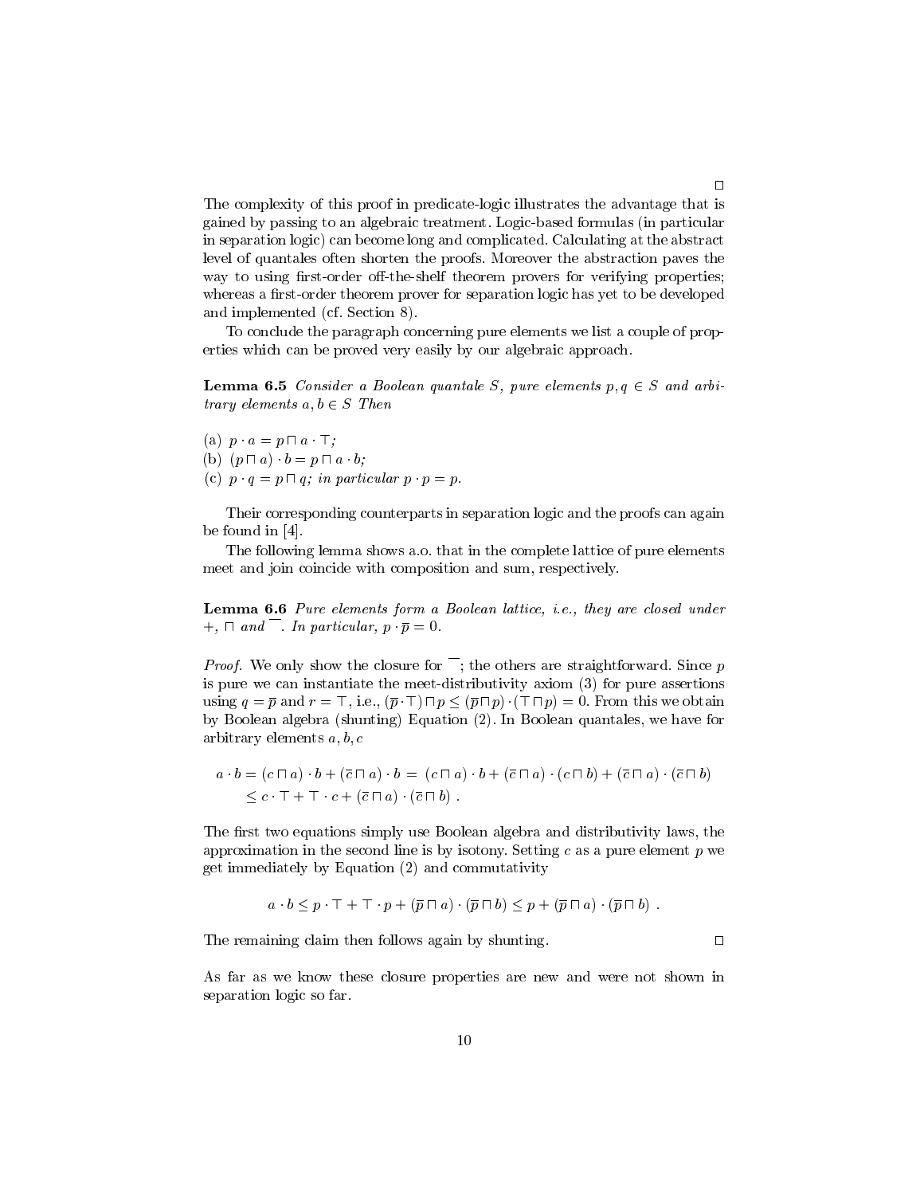□

The complexity of this proof in predicate-logic illustrates the advantage that is gained by passing to an algebraic treatment. Logic-based formulas (in particular in separation logic) can become long and complicated. Calculating at the abstract level of quantales often shorten the proofs. Moreover the abstraction paves the way to using first-order off-the-shelf theorem provers for verifying properties; whereas a first-order theorem prover for separation logic has yet to be developed and implemented (cf. Section 8).

To conclude the paragraph concerning pure elements we list a couple of properties which can be proved very easily by our algebraic approach.

**Lemma 6.5** *Consider a Boolean quantale $S$, pure elements $p, q \in S$ and arbitrary elements $a, b \in S$ Then*

(a) $p \cdot a = p \sqcap a \cdot \top$;
(b) $(p \sqcap a) \cdot b = p \sqcap a \cdot b$;
(c) $p \cdot q = p \sqcap q$; *in particular* $p \cdot p = p$.

Their corresponding counterparts in separation logic and the proofs can again be found in [4].

The following lemma shows a.o. that in the complete lattice of pure elements meet and join coincide with composition and sum, respectively.

**Lemma 6.6** *Pure elements form a Boolean lattice, i.e., they are closed under $+$, $\sqcap$ and $\overline{\phantom{a}}$. In particular, $p \cdot \overline{p} = 0$.*

*Proof.* We only show the closure for $\overline{\phantom{a}}$; the others are straightforward. Since $p$ is pure we can instantiate the meet-distributivity axiom (3) for pure assertions using $q = \overline{p}$ and $r = \top$, i.e., $(\overline{p} \cdot \top) \sqcap p \leq (\overline{p} \sqcap p) \cdot (\top \sqcap p) = 0$. From this we obtain by Boolean algebra (shunting) Equation (2). In Boolean quantales, we have for arbitrary elements $a, b, c$

$$\begin{aligned} a \cdot b &= (c \sqcap a) \cdot b + (\overline{c} \sqcap a) \cdot b = \; (c \sqcap a) \cdot b + (\overline{c} \sqcap a) \cdot (c \sqcap b) + (\overline{c} \sqcap a) \cdot (\overline{c} \sqcap b) \\ &\leq c \cdot \top + \top \cdot c + (\overline{c} \sqcap a) \cdot (\overline{c} \sqcap b) \; . \end{aligned}$$

The first two equations simply use Boolean algebra and distributivity laws, the approximation in the second line is by isotony. Setting $c$ as a pure element $p$ we get immediately by Equation (2) and commutativity

$$a \cdot b \leq p \cdot \top + \top \cdot p + (\overline{p} \sqcap a) \cdot (\overline{p} \sqcap b) \leq p + (\overline{p} \sqcap a) \cdot (\overline{p} \sqcap b) \; .$$

The remaining claim then follows again by shunting. □

As far as we know these closure properties are new and were not shown in separation logic so far.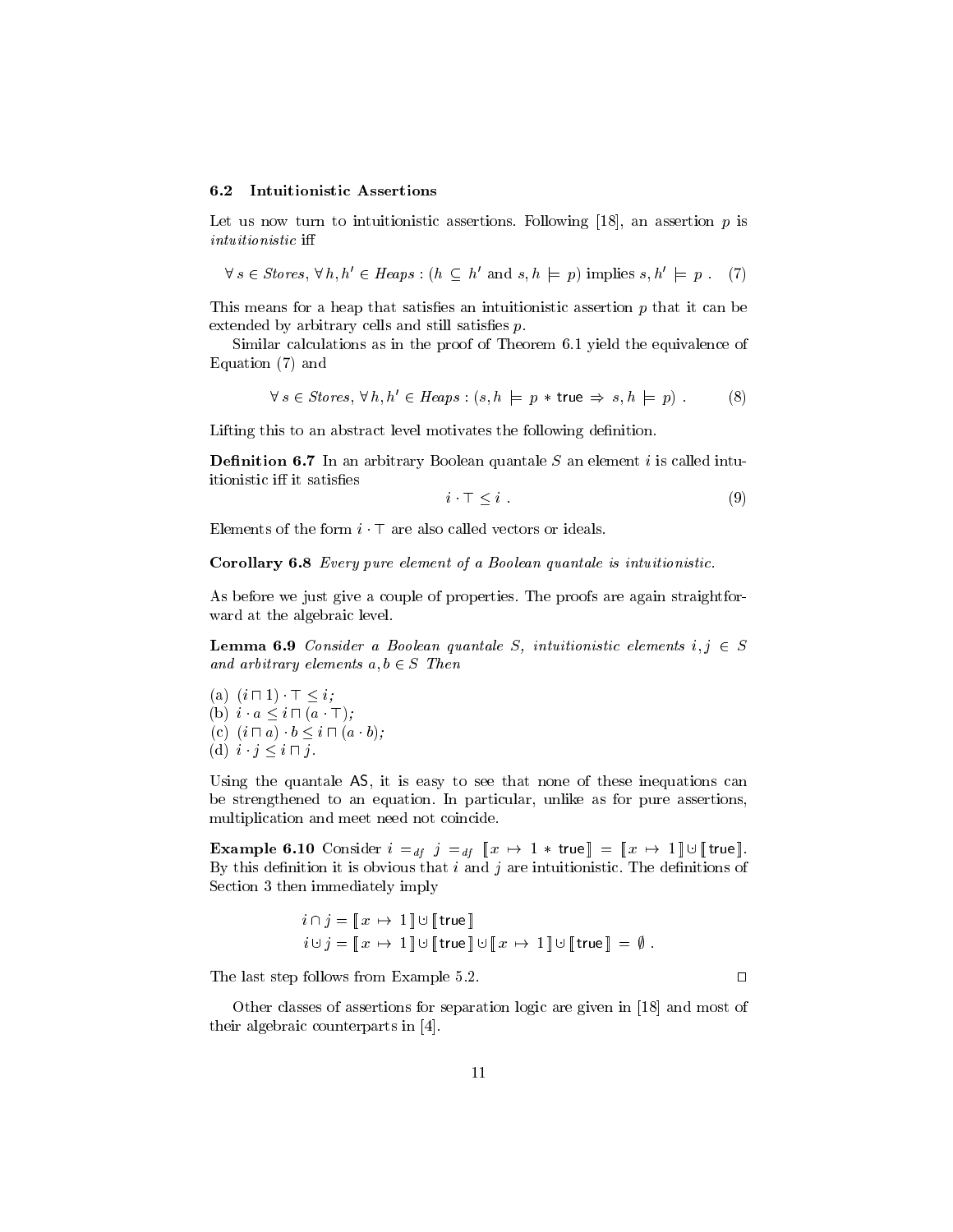### 6.2 Intuitionistic Assertions

Let us now turn to intuitionistic assertions. Following [18], an assertion $p$ is *intuitionistic* iff

$$\forall\, s \in \mathit{Stores},\ \forall\, h, h' \in \mathit{Heaps} : (h \subseteq h' \text{ and } s, h \models p) \text{ implies } s, h' \models p\ . \quad (7)$$

This means for a heap that satisfies an intuitionistic assertion $p$ that it can be extended by arbitrary cells and still satisfies $p$.

Similar calculations as in the proof of Theorem 6.1 yield the equivalence of Equation (7) and

$$\forall\, s \in \mathit{Stores},\ \forall\, h, h' \in \mathit{Heaps} : (s, h \models p * \mathsf{true} \Rightarrow s, h \models p)\ . \quad (8)$$

Lifting this to an abstract level motivates the following definition.

**Definition 6.7** In an arbitrary Boolean quantale $S$ an element $i$ is called intuitionistic iff it satisfies

$$i \cdot \top \leq i\ . \quad (9)$$

Elements of the form $i \cdot \top$ are also called vectors or ideals.

**Corollary 6.8** *Every pure element of a Boolean quantale is intuitionistic.*

As before we just give a couple of properties. The proofs are again straightforward at the algebraic level.

**Lemma 6.9** *Consider a Boolean quantale $S$, intuitionistic elements $i, j \in S$ and arbitrary elements $a, b \in S$ Then*

(a) $(i \sqcap 1) \cdot \top \leq i$;
(b) $i \cdot a \leq i \sqcap (a \cdot \top)$;
(c) $(i \sqcap a) \cdot b \leq i \sqcap (a \cdot b)$;
(d) $i \cdot j \leq i \sqcap j$.

Using the quantale $\mathsf{AS}$, it is easy to see that none of these inequations can be strengthened to an equation. In particular, unlike as for pure assertions, multiplication and meet need not coincide.

**Example 6.10** Consider $i =_{df} j =_{df} [\![ x \mapsto 1 * \mathsf{true} ]\!] = [\![ x \mapsto 1 ]\!] \mathbin{\cup\!\!\!\cdot}\, [\![ \mathsf{true} ]\!]$. By this definition it is obvious that $i$ and $j$ are intuitionistic. The definitions of Section 3 then immediately imply

$$i \cap j = [\![ x \mapsto 1 ]\!] \mathbin{\cup\!\!\!\cdot}\, [\![ \mathsf{true} ]\!]$$
$$i \mathbin{\cup\!\!\!\cdot}\, j = [\![ x \mapsto 1 ]\!] \mathbin{\cup\!\!\!\cdot}\, [\![ \mathsf{true} ]\!] \mathbin{\cup\!\!\!\cdot}\, [\![ x \mapsto 1 ]\!] \mathbin{\cup\!\!\!\cdot}\, [\![ \mathsf{true} ]\!] = \emptyset\ .$$

The last step follows from Example 5.2. $\square$

Other classes of assertions for separation logic are given in [18] and most of their algebraic counterparts in [4].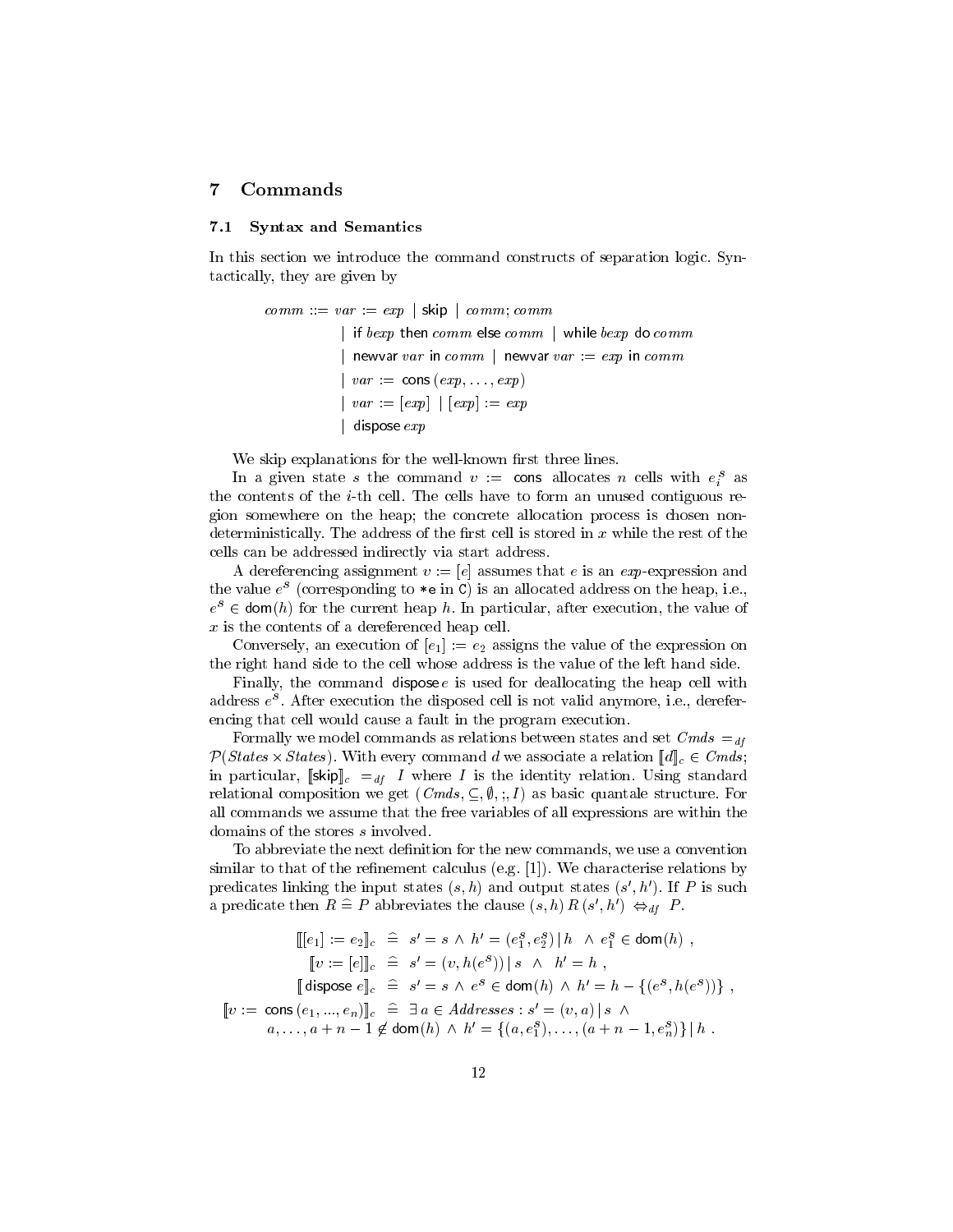## 7 Commands

### 7.1 Syntax and Semantics

In this section we introduce the command constructs of separation logic. Syntactically, they are given by

$$
\begin{aligned}
comm ::= {} & var := exp \mid \mathsf{skip} \mid comm; comm \\
& \mid \mathsf{if}\ bexp\ \mathsf{then}\ comm\ \mathsf{else}\ comm \mid \mathsf{while}\ bexp\ \mathsf{do}\ comm \\
& \mid \mathsf{newvar}\ var\ \mathsf{in}\ comm \mid \mathsf{newvar}\ var := exp\ \mathsf{in}\ comm \\
& \mid var := \mathsf{cons}\,(exp, \ldots, exp) \\
& \mid var := [exp] \mid [exp] := exp \\
& \mid \mathsf{dispose}\, exp
\end{aligned}
$$

We skip explanations for the well-known first three lines.

In a given state $s$ the command $v :=\ \mathsf{cons}$ allocates $n$ cells with $e_i^s$ as the contents of the $i$-th cell. The cells have to form an unused contiguous region somewhere on the heap; the concrete allocation process is chosen nondeterministically. The address of the first cell is stored in $x$ while the rest of the cells can be addressed indirectly via start address.

A dereferencing assignment $v := [e]$ assumes that $e$ is an *exp*-expression and the value $e^s$ (corresponding to `*e` in C) is an allocated address on the heap, i.e., $e^s \in \mathsf{dom}(h)$ for the current heap $h$. In particular, after execution, the value of $x$ is the contents of a dereferenced heap cell.

Conversely, an execution of $[e_1] := e_2$ assigns the value of the expression on the right hand side to the cell whose address is the value of the left hand side.

Finally, the command $\mathsf{dispose}\, e$ is used for deallocating the heap cell with address $e^s$. After execution the disposed cell is not valid anymore, i.e., dereferencing that cell would cause a fault in the program execution.

Formally we model commands as relations between states and set $Cmds =_{df} \mathcal{P}(States \times States)$. With every command $d$ we associate a relation $[\![d]\!]_c \in Cmds$; in particular, $[\![\mathsf{skip}]\!]_c =_{df} I$ where $I$ is the identity relation. Using standard relational composition we get $(Cmds, \subseteq, \emptyset, ;, I)$ as basic quantale structure. For all commands we assume that the free variables of all expressions are within the domains of the stores $s$ involved.

To abbreviate the next definition for the new commands, we use a convention similar to that of the refinement calculus (e.g. [1]). We characterise relations by predicates linking the input states $(s, h)$ and output states $(s', h')$. If $P$ is such a predicate then $R \mathrel{\widehat{=}} P$ abbreviates the clause $(s, h)\, R\, (s', h') \Leftrightarrow_{df} P$.

$$
\begin{aligned}
[\![[e_1] := e_2]\!]_c &\mathrel{\widehat{=}} s' = s \wedge h' = (e_1^s, e_2^s) \mid h \ \wedge\ e_1^s \in \mathsf{dom}(h)\ , \\
[\![v := [e]]\!]_c &\mathrel{\widehat{=}} s' = (v, h(e^s)) \mid s \ \wedge\ h' = h\ , \\
[\![\,\mathsf{dispose}\ e]\!]_c &\mathrel{\widehat{=}} s' = s \wedge e^s \in \mathsf{dom}(h) \wedge h' = h - \{(e^s, h(e^s))\}\ , \\
[\![v :=\ \mathsf{cons}\,(e_1, ..., e_n)]\!]_c &\mathrel{\widehat{=}} \exists\, a \in Addresses : s' = (v, a) \mid s \ \wedge \\
& \quad a, \ldots, a + n - 1 \notin \mathsf{dom}(h) \wedge h' = \{(a, e_1^s), \ldots, (a + n - 1, e_n^s)\} \mid h\ .
\end{aligned}
$$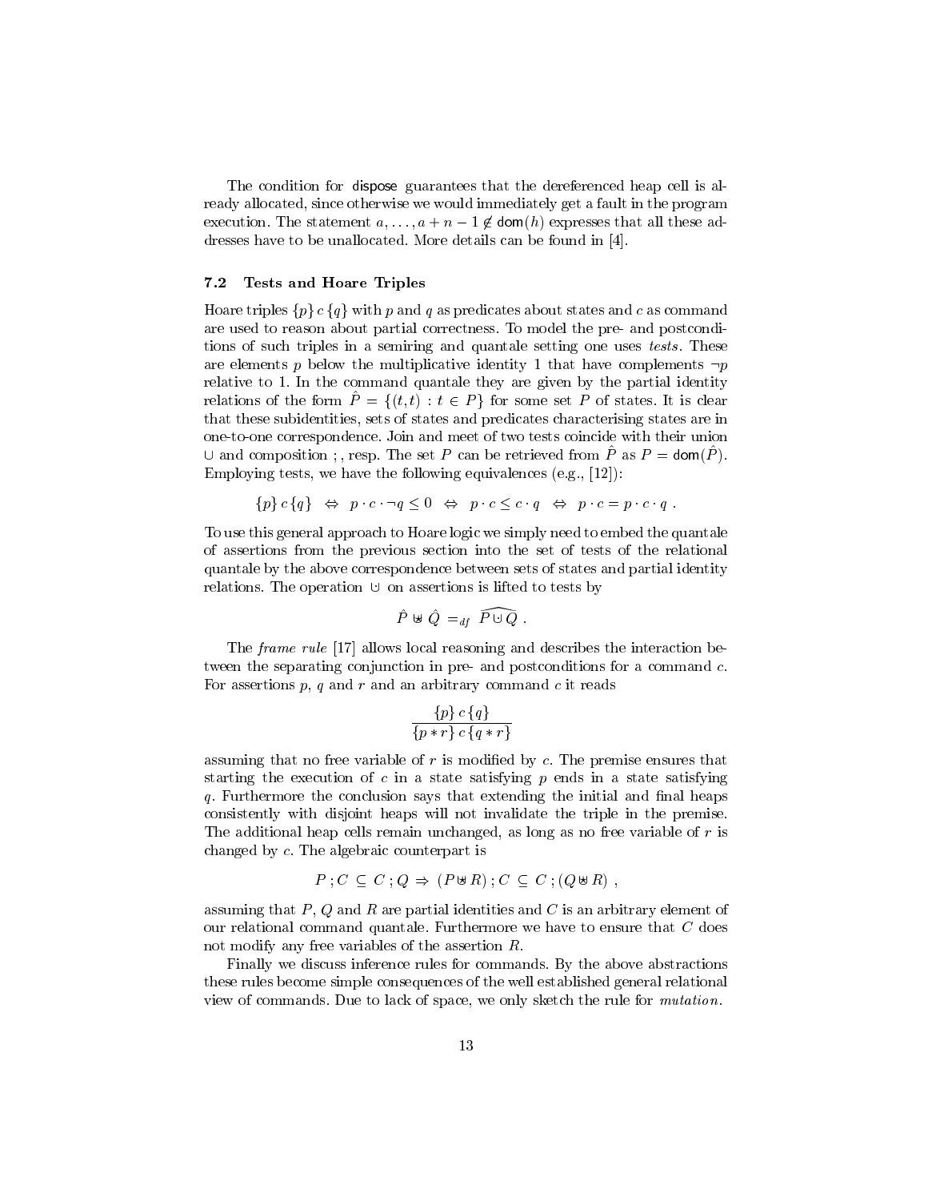The condition for $\mathsf{dispose}$ guarantees that the dereferenced heap cell is already allocated, since otherwise we would immediately get a fault in the program execution. The statement $a, \ldots, a+n-1 \notin \mathsf{dom}(h)$ expresses that all these addresses have to be unallocated. More details can be found in [4].

### 7.2 Tests and Hoare Triples

Hoare triples $\{p\}\,c\,\{q\}$ with $p$ and $q$ as predicates about states and $c$ as command are used to reason about partial correctness. To model the pre- and postconditions of such triples in a semiring and quantale setting one uses *tests*. These are elements $p$ below the multiplicative identity 1 that have complements $\neg p$ relative to 1. In the command quantale they are given by the partial identity relations of the form $\hat{P} = \{(t,t) : t \in P\}$ for some set $P$ of states. It is clear that these subidentities, sets of states and predicates characterising states are in one-to-one correspondence. Join and meet of two tests coincide with their union $\cup$ and composition $;$ , resp. The set $P$ can be retrieved from $\hat{P}$ as $P = \mathsf{dom}(\hat{P})$. Employing tests, we have the following equivalences (e.g., [12]):

$$\{p\}\,c\,\{q\} \;\Leftrightarrow\; p \cdot c \cdot \neg q \leq 0 \;\Leftrightarrow\; p \cdot c \leq c \cdot q \;\Leftrightarrow\; p \cdot c = p \cdot c \cdot q \;.$$

To use this general approach to Hoare logic we simply need to embed the quantale of assertions from the previous section into the set of tests of the relational quantale by the above correspondence between sets of states and partial identity relations. The operation $\cup$ on assertions is lifted to tests by

$$\hat{P} \uplus \hat{Q} =_{df} \widehat{P \cup Q} \;.$$

The *frame rule* [17] allows local reasoning and describes the interaction between the separating conjunction in pre- and postconditions for a command $c$. For assertions $p$, $q$ and $r$ and an arbitrary command $c$ it reads

$$\frac{\{p\}\,c\,\{q\}}{\{p * r\}\,c\,\{q * r\}}$$

assuming that no free variable of $r$ is modified by $c$. The premise ensures that starting the execution of $c$ in a state satisfying $p$ ends in a state satisfying $q$. Furthermore the conclusion says that extending the initial and final heaps consistently with disjoint heaps will not invalidate the triple in the premise. The additional heap cells remain unchanged, as long as no free variable of $r$ is changed by $c$. The algebraic counterpart is

$$P\,;C \subseteq C\,;Q \Rightarrow (P \uplus R)\,;C \subseteq C\,;(Q \uplus R) \;,$$

assuming that $P$, $Q$ and $R$ are partial identities and $C$ is an arbitrary element of our relational command quantale. Furthermore we have to ensure that $C$ does not modify any free variables of the assertion $R$.

Finally we discuss inference rules for commands. By the above abstractions these rules become simple consequences of the well established general relational view of commands. Due to lack of space, we only sketch the rule for *mutation*.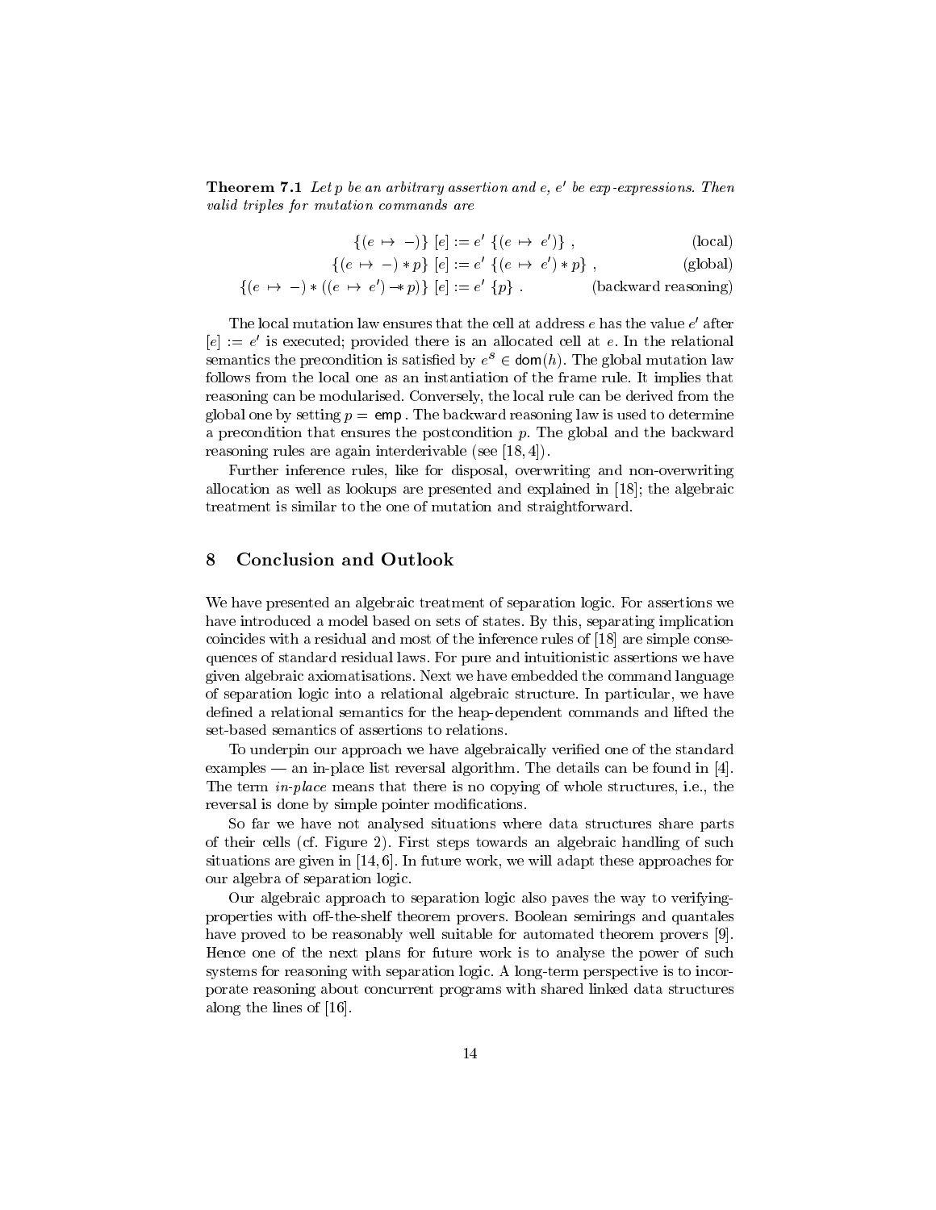**Theorem 7.1** *Let $p$ be an arbitrary assertion and $e$, $e'$ be exp-expressions. Then valid triples for mutation commands are*

$$\{(e \mapsto -)\}\ [e] := e'\ \{(e \mapsto e')\}\ , \qquad \text{(local)}$$

$$\{(e \mapsto -) * p\}\ [e] := e'\ \{(e \mapsto e') * p\}\ , \qquad \text{(global)}$$

$$\{(e \mapsto -) * ((e \mapsto e') -\!\!* p)\}\ [e] := e'\ \{p\}\ . \qquad \text{(backward reasoning)}$$

The local mutation law ensures that the cell at address $e$ has the value $e'$ after $[e] := e'$ is executed; provided there is an allocated cell at $e$. In the relational semantics the precondition is satisfied by $e^s \in \mathsf{dom}(h)$. The global mutation law follows from the local one as an instantiation of the frame rule. It implies that reasoning can be modularised. Conversely, the local rule can be derived from the global one by setting $p = \mathsf{emp}$. The backward reasoning law is used to determine a precondition that ensures the postcondition $p$. The global and the backward reasoning rules are again interderivable (see [18, 4]).

Further inference rules, like for disposal, overwriting and non-overwriting allocation as well as lookups are presented and explained in [18]; the algebraic treatment is similar to the one of mutation and straightforward.

## 8 Conclusion and Outlook

We have presented an algebraic treatment of separation logic. For assertions we have introduced a model based on sets of states. By this, separating implication coincides with a residual and most of the inference rules of [18] are simple consequences of standard residual laws. For pure and intuitionistic assertions we have given algebraic axiomatisations. Next we have embedded the command language of separation logic into a relational algebraic structure. In particular, we have defined a relational semantics for the heap-dependent commands and lifted the set-based semantics of assertions to relations.

To underpin our approach we have algebraically verified one of the standard examples — an in-place list reversal algorithm. The details can be found in [4]. The term *in-place* means that there is no copying of whole structures, i.e., the reversal is done by simple pointer modifications.

So far we have not analysed situations where data structures share parts of their cells (cf. Figure 2). First steps towards an algebraic handling of such situations are given in [14, 6]. In future work, we will adapt these approaches for our algebra of separation logic.

Our algebraic approach to separation logic also paves the way to verifying-properties with off-the-shelf theorem provers. Boolean semirings and quantales have proved to be reasonably well suitable for automated theorem provers [9]. Hence one of the next plans for future work is to analyse the power of such systems for reasoning with separation logic. A long-term perspective is to incorporate reasoning about concurrent programs with shared linked data structures along the lines of [16].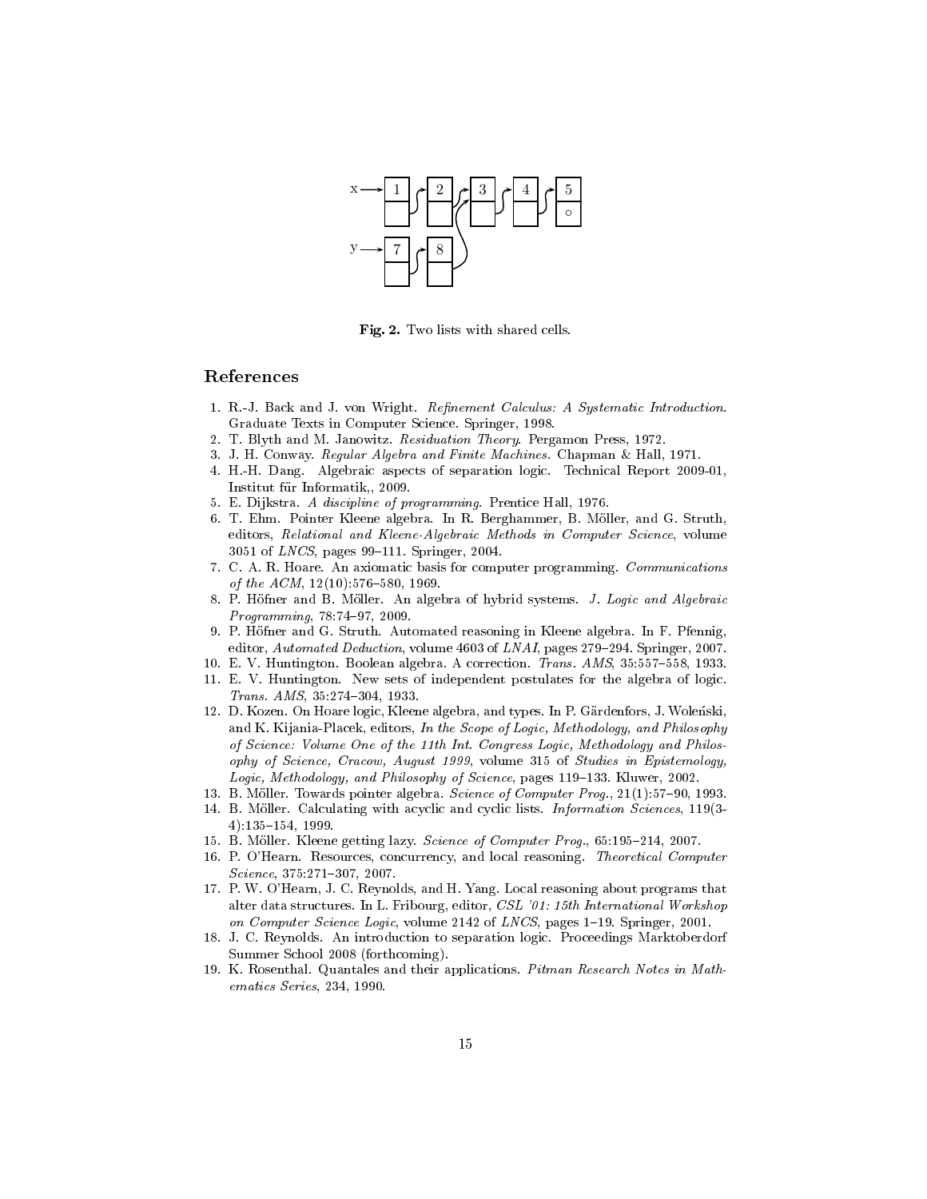x
1
2
3
4
5
y
7
8

**Fig. 2.** Two lists with shared cells.

## References

1. R.-J. Back and J. von Wright. *Refinement Calculus: A Systematic Introduction*. Graduate Texts in Computer Science. Springer, 1998.
2. T. Blyth and M. Janowitz. *Residuation Theory*. Pergamon Press, 1972.
3. J. H. Conway. *Regular Algebra and Finite Machines*. Chapman & Hall, 1971.
4. H.-H. Dang. Algebraic aspects of separation logic. Technical Report 2009-01, Institut für Informatik,, 2009.
5. E. Dijkstra. *A discipline of programming*. Prentice Hall, 1976.
6. T. Ehm. Pointer Kleene algebra. In R. Berghammer, B. Möller, and G. Struth, editors, *Relational and Kleene-Algebraic Methods in Computer Science*, volume 3051 of *LNCS*, pages 99–111. Springer, 2004.
7. C. A. R. Hoare. An axiomatic basis for computer programming. *Communications of the ACM*, 12(10):576–580, 1969.
8. P. Höfner and B. Möller. An algebra of hybrid systems. *J. Logic and Algebraic Programming*, 78:74–97, 2009.
9. P. Höfner and G. Struth. Automated reasoning in Kleene algebra. In F. Pfennig, editor, *Automated Deduction*, volume 4603 of *LNAI*, pages 279–294. Springer, 2007.
10. E. V. Huntington. Boolean algebra. A correction. *Trans. AMS*, 35:557–558, 1933.
11. E. V. Huntington. New sets of independent postulates for the algebra of logic. *Trans. AMS*, 35:274–304, 1933.
12. D. Kozen. On Hoare logic, Kleene algebra, and types. In P. Gärdenfors, J. Woleński, and K. Kijania-Placek, editors, *In the Scope of Logic, Methodology, and Philosophy of Science: Volume One of the 11th Int. Congress Logic, Methodology and Philosophy of Science, Cracow, August 1999*, volume 315 of *Studies in Epistemology, Logic, Methodology, and Philosophy of Science*, pages 119–133. Kluwer, 2002.
13. B. Möller. Towards pointer algebra. *Science of Computer Prog.*, 21(1):57–90, 1993.
14. B. Möller. Calculating with acyclic and cyclic lists. *Information Sciences*, 119(3-4):135–154, 1999.
15. B. Möller. Kleene getting lazy. *Science of Computer Prog.*, 65:195–214, 2007.
16. P. O'Hearn. Resources, concurrency, and local reasoning. *Theoretical Computer Science*, 375:271–307, 2007.
17. P. W. O'Hearn, J. C. Reynolds, and H. Yang. Local reasoning about programs that alter data structures. In L. Fribourg, editor, *CSL '01: 15th International Workshop on Computer Science Logic*, volume 2142 of *LNCS*, pages 1–19. Springer, 2001.
18. J. C. Reynolds. An introduction to separation logic. Proceedings Marktoberdorf Summer School 2008 (forthcoming).
19. K. Rosenthal. Quantales and their applications. *Pitman Research Notes in Mathematics Series*, 234, 1990.